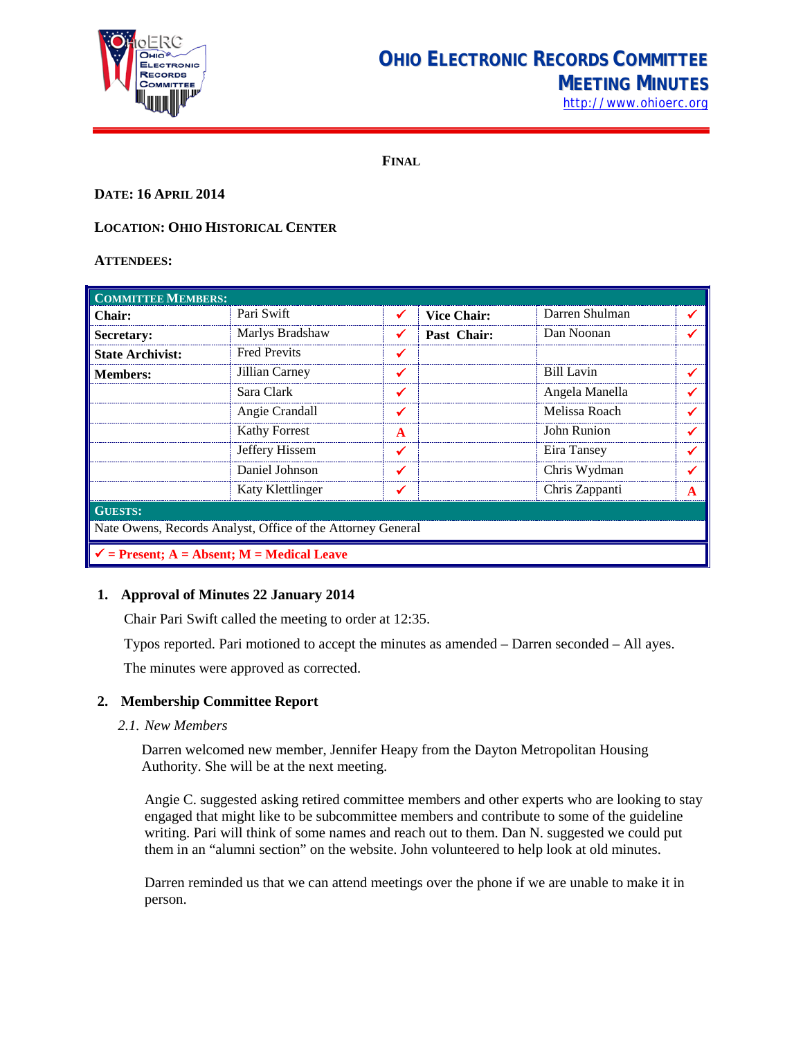# Ohio Electronic Records Committee Meeting Minutes

http://www.ohioerc.org

**FINAL**

**DATE: 16 APRIL 2014**

**LOCATION: OHIO HISTORICAL CENTER**

**ATTENDEES:**

| **COMMITTEE MEMBERS:** | | | | | |
|---|---|---|---|---|---|
| **Chair:** | Pari Swift | ✓ | **Vice Chair:** | Darren Shulman | ✓ |
| **Secretary:** | Marlys Bradshaw | ✓ | **Past Chair:** | Dan Noonan | ✓ |
| **State Archivist:** | Fred Previts | ✓ | | | |
| **Members:** | Jillian Carney | ✓ | | Bill Lavin | ✓ |
| | Sara Clark | ✓ | | Angela Manella | ✓ |
| | Angie Crandall | ✓ | | Melissa Roach | ✓ |
| | Kathy Forrest | A | | John Runion | ✓ |
| | Jeffery Hissem | ✓ | | Eira Tansey | ✓ |
| | Daniel Johnson | ✓ | | Chris Wydman | ✓ |
| | Katy Klettlinger | ✓ | | Chris Zappanti | A |
| **GUESTS:** | | | | | |
| Nate Owens, Records Analyst, Office of the Attorney General | | | | | |
| **✓ = Present; A = Absent; M = Medical Leave** | | | | | |

## 1. Approval of Minutes 22 January 2014

Chair Pari Swift called the meeting to order at 12:35.

Typos reported. Pari motioned to accept the minutes as amended – Darren seconded – All ayes.

The minutes were approved as corrected.

## 2. Membership Committee Report

### *2.1. New Members*

Darren welcomed new member, Jennifer Heapy from the Dayton Metropolitan Housing Authority. She will be at the next meeting.

Angie C. suggested asking retired committee members and other experts who are looking to stay engaged that might like to be subcommittee members and contribute to some of the guideline writing. Pari will think of some names and reach out to them. Dan N. suggested we could put them in an "alumni section" on the website. John volunteered to help look at old minutes.

Darren reminded us that we can attend meetings over the phone if we are unable to make it in person.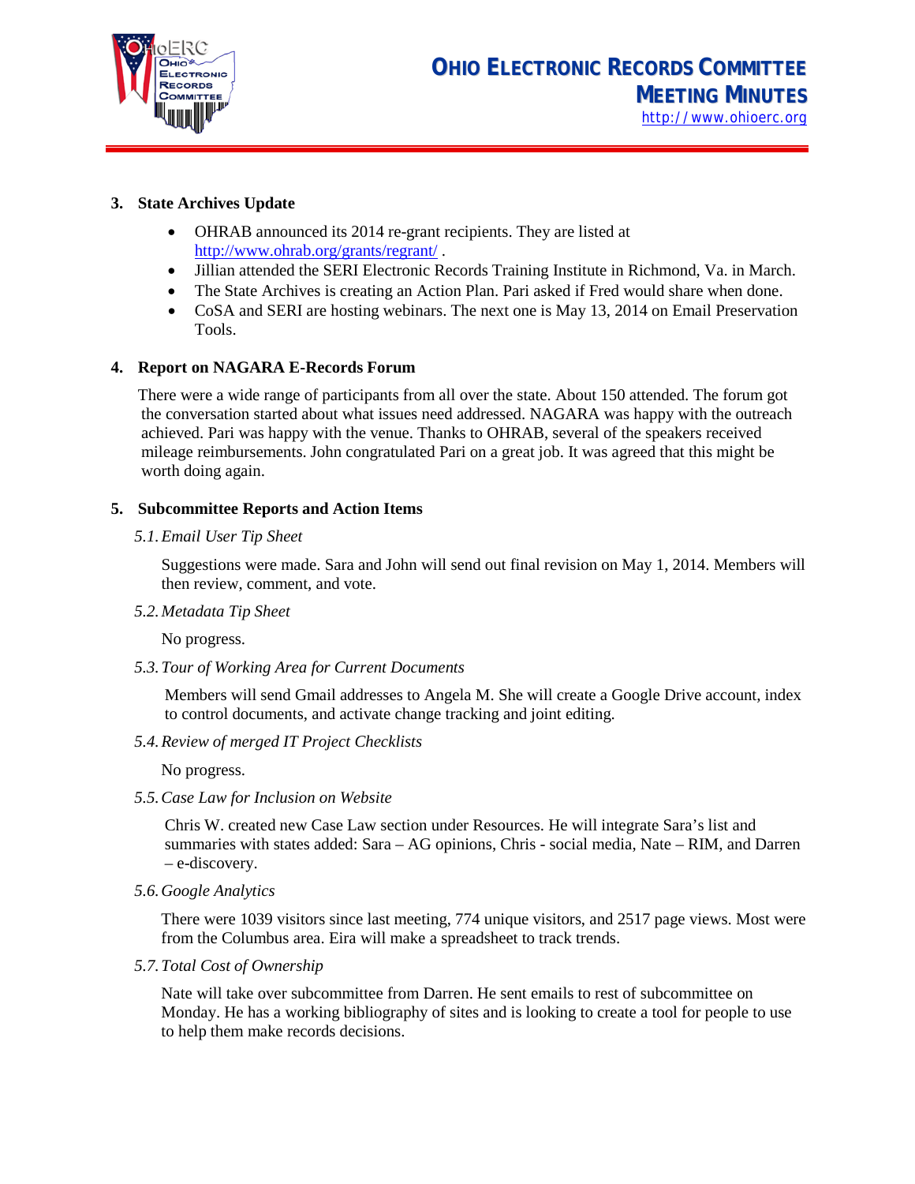**3. State Archives Update**

- OHRAB announced its 2014 re-grant recipients. They are listed at http://www.ohrab.org/grants/regrant/ .
- Jillian attended the SERI Electronic Records Training Institute in Richmond, Va. in March.
- The State Archives is creating an Action Plan. Pari asked if Fred would share when done.
- CoSA and SERI are hosting webinars. The next one is May 13, 2014 on Email Preservation Tools.

**4. Report on NAGARA E-Records Forum**

There were a wide range of participants from all over the state. About 150 attended. The forum got the conversation started about what issues need addressed. NAGARA was happy with the outreach achieved. Pari was happy with the venue. Thanks to OHRAB, several of the speakers received mileage reimbursements. John congratulated Pari on a great job. It was agreed that this might be worth doing again.

**5. Subcommittee Reports and Action Items**

*5.1. Email User Tip Sheet*

Suggestions were made. Sara and John will send out final revision on May 1, 2014. Members will then review, comment, and vote.

*5.2. Metadata Tip Sheet*

No progress.

*5.3. Tour of Working Area for Current Documents*

Members will send Gmail addresses to Angela M. She will create a Google Drive account, index to control documents, and activate change tracking and joint editing.

*5.4. Review of merged IT Project Checklists*

No progress.

*5.5. Case Law for Inclusion on Website*

Chris W. created new Case Law section under Resources. He will integrate Sara's list and summaries with states added: Sara – AG opinions, Chris - social media, Nate – RIM, and Darren – e-discovery.

*5.6. Google Analytics*

There were 1039 visitors since last meeting, 774 unique visitors, and 2517 page views. Most were from the Columbus area. Eira will make a spreadsheet to track trends.

*5.7. Total Cost of Ownership*

Nate will take over subcommittee from Darren. He sent emails to rest of subcommittee on Monday. He has a working bibliography of sites and is looking to create a tool for people to use to help them make records decisions.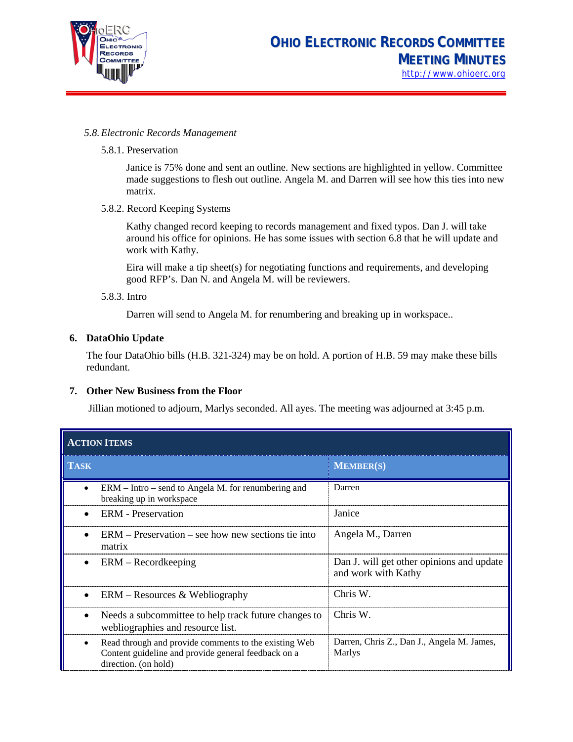5.8. *Electronic Records Management*

5.8.1. Preservation

Janice is 75% done and sent an outline. New sections are highlighted in yellow. Committee made suggestions to flesh out outline. Angela M. and Darren will see how this ties into new matrix.

5.8.2. Record Keeping Systems

Kathy changed record keeping to records management and fixed typos. Dan J. will take around his office for opinions. He has some issues with section 6.8 that he will update and work with Kathy.

Eira will make a tip sheet(s) for negotiating functions and requirements, and developing good RFP's. Dan N. and Angela M. will be reviewers.

5.8.3. Intro

Darren will send to Angela M. for renumbering and breaking up in workspace..

## 6. DataOhio Update

The four DataOhio bills (H.B. 321-324) may be on hold. A portion of H.B. 59 may make these bills redundant.

## 7. Other New Business from the Floor

Jillian motioned to adjourn, Marlys seconded. All ayes. The meeting was adjourned at 3:45 p.m.

**ACTION ITEMS**

| TASK | MEMBER(S) |
|---|---|
| • ERM – Intro – send to Angela M. for renumbering and breaking up in workspace | Darren |
| • ERM - Preservation | Janice |
| • ERM – Preservation – see how new sections tie into matrix | Angela M., Darren |
| • ERM – Recordkeeping | Dan J. will get other opinions and update and work with Kathy |
| • ERM – Resources & Webliography | Chris W. |
| • Needs a subcommittee to help track future changes to webliographies and resource list. | Chris W. |
| • Read through and provide comments to the existing Web Content guideline and provide general feedback on a direction. (on hold) | Darren, Chris Z., Dan J., Angela M. James, Marlys |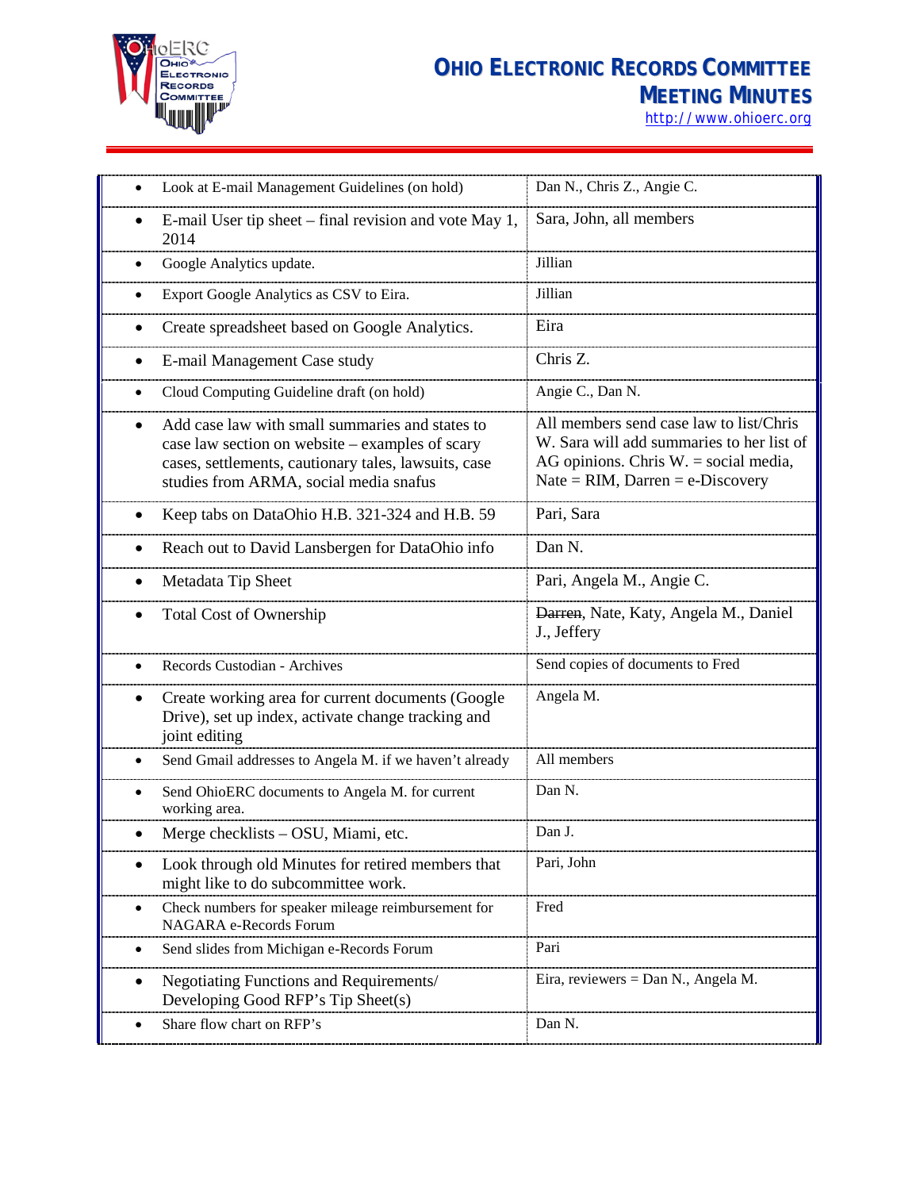| | |
|---|---|
| • Look at E-mail Management Guidelines (on hold) | Dan N., Chris Z., Angie C. |
| • E-mail User tip sheet – final revision and vote May 1, 2014 | Sara, John, all members |
| • Google Analytics update. | Jillian |
| • Export Google Analytics as CSV to Eira. | Jillian |
| • Create spreadsheet based on Google Analytics. | Eira |
| • E-mail Management Case study | Chris Z. |
| • Cloud Computing Guideline draft (on hold) | Angie C., Dan N. |
| • Add case law with small summaries and states to case law section on website – examples of scary cases, settlements, cautionary tales, lawsuits, case studies from ARMA, social media snafus | All members send case law to list/Chris W. Sara will add summaries to her list of AG opinions. Chris W. = social media, Nate = RIM, Darren = e-Discovery |
| • Keep tabs on DataOhio H.B. 321-324 and H.B. 59 | Pari, Sara |
| • Reach out to David Lansbergen for DataOhio info | Dan N. |
| • Metadata Tip Sheet | Pari, Angela M., Angie C. |
| • Total Cost of Ownership | ~~Darren~~, Nate, Katy, Angela M., Daniel J., Jeffery |
| • Records Custodian - Archives | Send copies of documents to Fred |
| • Create working area for current documents (Google Drive), set up index, activate change tracking and joint editing | Angela M. |
| • Send Gmail addresses to Angela M. if we haven't already | All members |
| • Send OhioERC documents to Angela M. for current working area. | Dan N. |
| • Merge checklists – OSU, Miami, etc. | Dan J. |
| • Look through old Minutes for retired members that might like to do subcommittee work. | Pari, John |
| • Check numbers for speaker mileage reimbursement for NAGARA e-Records Forum | Fred |
| • Send slides from Michigan e-Records Forum | Pari |
| • Negotiating Functions and Requirements/ Developing Good RFP's Tip Sheet(s) | Eira, reviewers = Dan N., Angela M. |
| • Share flow chart on RFP's | Dan N. |